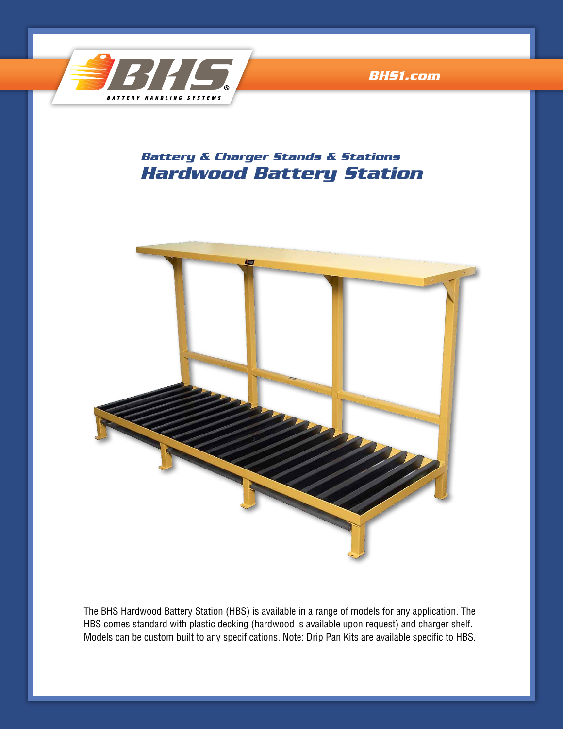BHS
BATTERY HANDLING SYSTEMS

BHS1.com

## Battery & Charger Stands & Stations

# Hardwood Battery Station

The BHS Hardwood Battery Station (HBS) is available in a range of models for any application. The HBS comes standard with plastic decking (hardwood is available upon request) and charger shelf. Models can be custom built to any specifications. Note: Drip Pan Kits are available specific to HBS.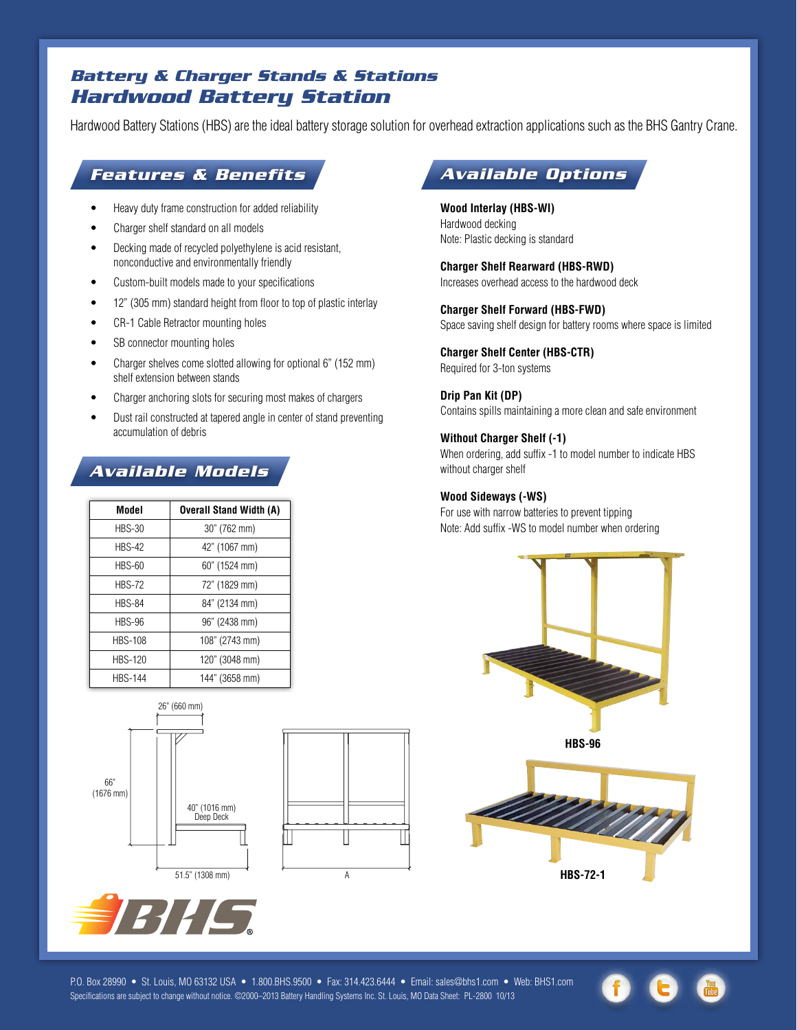# Battery & Charger Stands & Stations

## Hardwood Battery Station

Hardwood Battery Stations (HBS) are the ideal battery storage solution for overhead extraction applications such as the BHS Gantry Crane.

## Features & Benefits

- Heavy duty frame construction for added reliability
- Charger shelf standard on all models
- Decking made of recycled polyethylene is acid resistant, nonconductive and environmentally friendly
- Custom-built models made to your specifications
- 12" (305 mm) standard height from floor to top of plastic interlay
- CR-1 Cable Retractor mounting holes
- SB connector mounting holes
- Charger shelves come slotted allowing for optional 6" (152 mm) shelf extension between stands
- Charger anchoring slots for securing most makes of chargers
- Dust rail constructed at tapered angle in center of stand preventing accumulation of debris

## Available Models

| Model | Overall Stand Width (A) |
|---|---|
| HBS-30 | 30" (762 mm) |
| HBS-42 | 42" (1067 mm) |
| HBS-60 | 60" (1524 mm) |
| HBS-72 | 72" (1829 mm) |
| HBS-84 | 84" (2134 mm) |
| HBS-96 | 96" (2438 mm) |
| HBS-108 | 108" (2743 mm) |
| HBS-120 | 120" (3048 mm) |
| HBS-144 | 144" (3658 mm) |

26" (660 mm)

66" (1676 mm)

40" (1016 mm) Deep Deck

51.5" (1308 mm)

A

## Available Options

**Wood Interlay (HBS-WI)**
Hardwood decking
Note: Plastic decking is standard

**Charger Shelf Rearward (HBS-RWD)**
Increases overhead access to the hardwood deck

**Charger Shelf Forward (HBS-FWD)**
Space saving shelf design for battery rooms where space is limited

**Charger Shelf Center (HBS-CTR)**
Required for 3-ton systems

**Drip Pan Kit (DP)**
Contains spills maintaining a more clean and safe environment

**Without Charger Shelf (-1)**
When ordering, add suffix -1 to model number to indicate HBS without charger shelf

**Wood Sideways (-WS)**
For use with narrow batteries to prevent tipping
Note: Add suffix -WS to model number when ordering

**HBS-96**

**HBS-72-1**

P.O. Box 28990 • St. Louis, MO 63132 USA • 1.800.BHS.9500 • Fax: 314.423.6444 • Email: sales@bhs1.com • Web: BHS1.com
Specifications are subject to change without notice. ©2000–2013 Battery Handling Systems Inc. St. Louis, MO Data Sheet: PL-2800 10/13